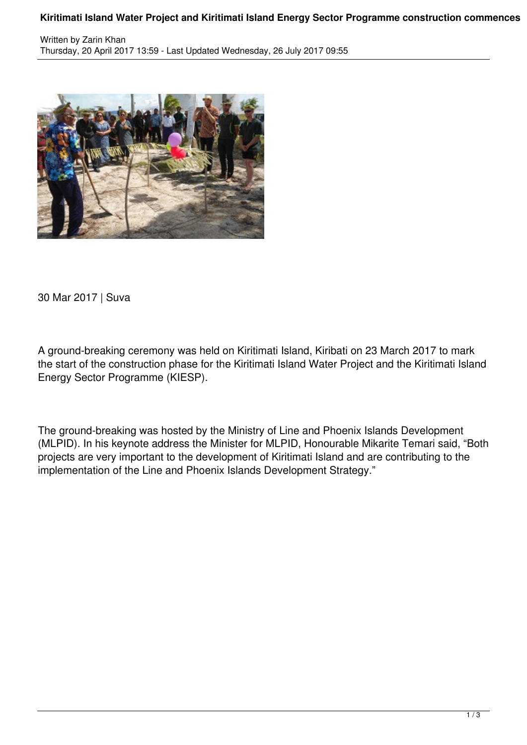# Kiritimati Island Water Project and Kiritimati Island Energy Sector Programme construction commences

Written by Zarin Khan
Thursday, 20 April 2017 13:59 - Last Updated Wednesday, 26 July 2017 09:55

30 Mar 2017 | Suva

A ground-breaking ceremony was held on Kiritimati Island, Kiribati on 23 March 2017 to mark the start of the construction phase for the Kiritimati Island Water Project and the Kiritimati Island Energy Sector Programme (KIESP).

The ground-breaking was hosted by the Ministry of Line and Phoenix Islands Development (MLPID). In his keynote address the Minister for MLPID, Honourable Mikarite Temari said, "Both projects are very important to the development of Kiritimati Island and are contributing to the implementation of the Line and Phoenix Islands Development Strategy."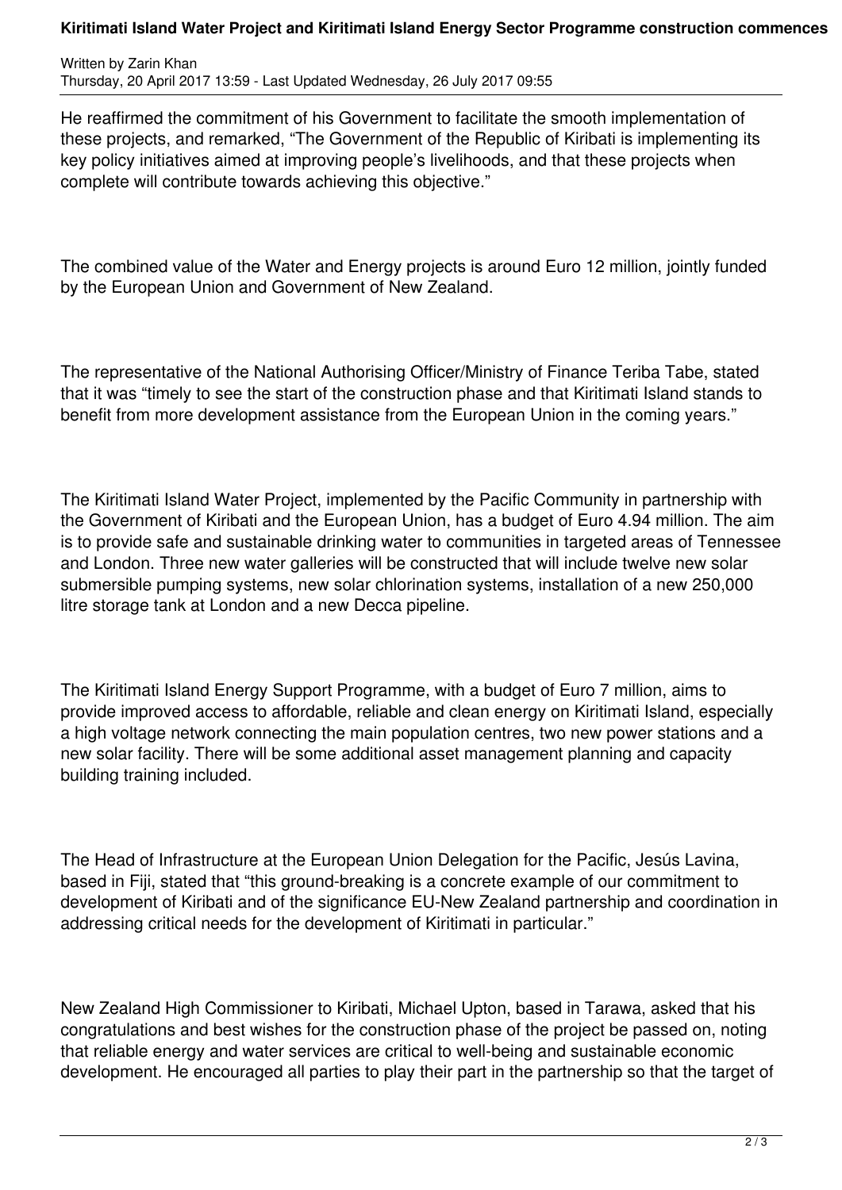He reaffirmed the commitment of his Government to facilitate the smooth implementation of these projects, and remarked, "The Government of the Republic of Kiribati is implementing its key policy initiatives aimed at improving people's livelihoods, and that these projects when complete will contribute towards achieving this objective."

The combined value of the Water and Energy projects is around Euro 12 million, jointly funded by the European Union and Government of New Zealand.

The representative of the National Authorising Officer/Ministry of Finance Teriba Tabe, stated that it was "timely to see the start of the construction phase and that Kiritimati Island stands to benefit from more development assistance from the European Union in the coming years."

The Kiritimati Island Water Project, implemented by the Pacific Community in partnership with the Government of Kiribati and the European Union, has a budget of Euro 4.94 million. The aim is to provide safe and sustainable drinking water to communities in targeted areas of Tennessee and London. Three new water galleries will be constructed that will include twelve new solar submersible pumping systems, new solar chlorination systems, installation of a new 250,000 litre storage tank at London and a new Decca pipeline.

The Kiritimati Island Energy Support Programme, with a budget of Euro 7 million, aims to provide improved access to affordable, reliable and clean energy on Kiritimati Island, especially a high voltage network connecting the main population centres, two new power stations and a new solar facility. There will be some additional asset management planning and capacity building training included.

The Head of Infrastructure at the European Union Delegation for the Pacific, Jesús Lavina, based in Fiji, stated that "this ground-breaking is a concrete example of our commitment to development of Kiribati and of the significance EU-New Zealand partnership and coordination in addressing critical needs for the development of Kiritimati in particular."

New Zealand High Commissioner to Kiribati, Michael Upton, based in Tarawa, asked that his congratulations and best wishes for the construction phase of the project be passed on, noting that reliable energy and water services are critical to well-being and sustainable economic development. He encouraged all parties to play their part in the partnership so that the target of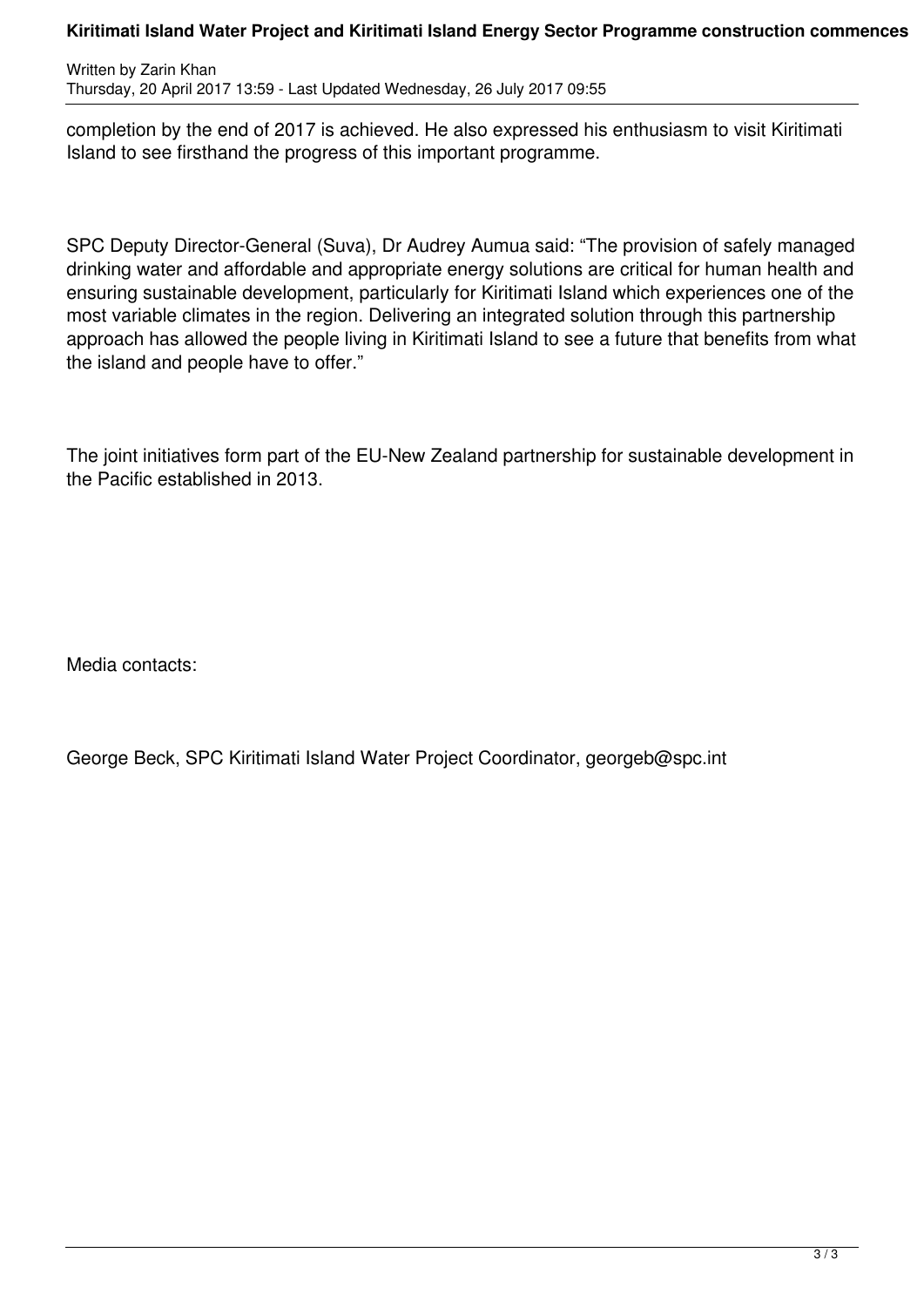completion by the end of 2017 is achieved. He also expressed his enthusiasm to visit Kiritimati Island to see firsthand the progress of this important programme.

SPC Deputy Director-General (Suva), Dr Audrey Aumua said: “The provision of safely managed drinking water and affordable and appropriate energy solutions are critical for human health and ensuring sustainable development, particularly for Kiritimati Island which experiences one of the most variable climates in the region. Delivering an integrated solution through this partnership approach has allowed the people living in Kiritimati Island to see a future that benefits from what the island and people have to offer.”

The joint initiatives form part of the EU-New Zealand partnership for sustainable development in the Pacific established in 2013.

Media contacts:

George Beck, SPC Kiritimati Island Water Project Coordinator, georgeb@spc.int